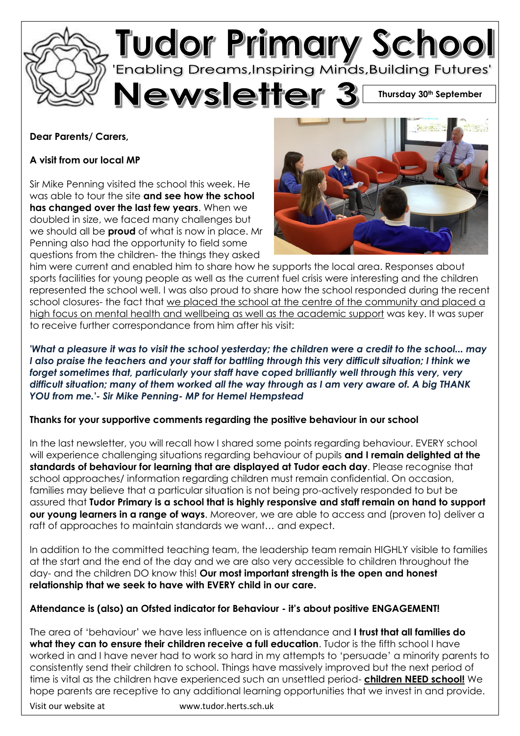# Tudor Primary School

'Enabling Dreams,Inspiring Minds,Building Futures'

# Newsletter 3

**Thursday 30th September**

**Dear Parents/ Carers,**

**A visit from our local MP**

Sir Mike Penning visited the school this week. He was able to tour the site **and see how the school has changed over the last few years**. When we doubled in size, we faced many challenges but we should all be **proud** of what is now in place. Mr Penning also had the opportunity to field some questions from the children- the things they asked him were current and enabled him to share how he supports the local area. Responses about sports facilities for young people as well as the current fuel crisis were interesting and the children represented the school well. I was also proud to share how the school responded during the recent school closures- the fact that <u>we placed the school at the centre of the community and placed a high focus on mental health and wellbeing as well as the academic support</u> was key. It was super to receive further correspondance from him after his visit:

***'What a pleasure it was to visit the school yesterday; the children were a credit to the school... may I also praise the teachers and your staff for battling through this very difficult situation; I think we forget sometimes that, particularly your staff have coped brilliantly well through this very, very difficult situation; many of them worked all the way through as I am very aware of. A big THANK YOU from me.'- Sir Mike Penning- MP for Hemel Hempstead***

**Thanks for your supportive comments regarding the positive behaviour in our school**

In the last newsletter, you will recall how I shared some points regarding behaviour. EVERY school will experience challenging situations regarding behaviour of pupils **and I remain delighted at the standards of behaviour for learning that are displayed at Tudor each day**. Please recognise that school approaches/ information regarding children must remain confidential. On occasion, families may believe that a particular situation is not being pro-actively responded to but be assured that **Tudor Primary is a school that is highly responsive and staff remain on hand to support our young learners in a range of ways**. Moreover, we are able to access and (proven to) deliver a raft of approaches to maintain standards we want… and expect.

In addition to the committed teaching team, the leadership team remain HIGHLY visible to families at the start and the end of the day and we are also very accessible to children throughout the day- and the children DO know this! **Our most important strength is the open and honest relationship that we seek to have with EVERY child in our care.**

**Attendance is (also) an Ofsted indicator for Behaviour - it's about positive ENGAGEMENT!**

The area of 'behaviour' we have less influence on is attendance and **I trust that all families do what they can to ensure their children receive a full education**. Tudor is the fifth school I have worked in and I have never had to work so hard in my attempts to 'persuade' a minority parents to consistently send their children to school. Things have massively improved but the next period of time is vital as the children have experienced such an unsettled period- **<u>children NEED school!</u>** We hope parents are receptive to any additional learning opportunities that we invest in and provide.

Visit our website at www.tudor.herts.sch.uk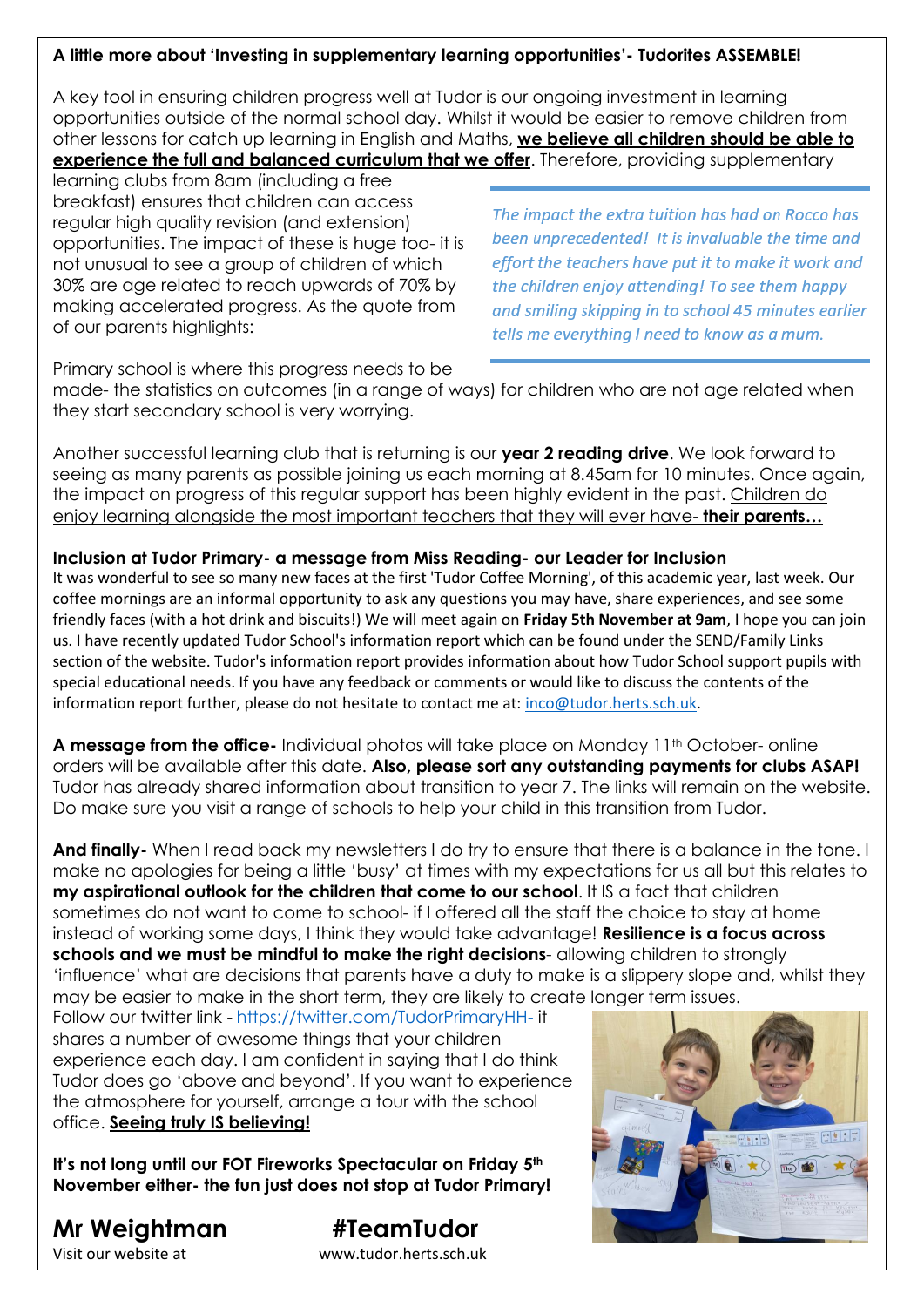**A little more about 'Investing in supplementary learning opportunities'- Tudorites ASSEMBLE!**

A key tool in ensuring children progress well at Tudor is our ongoing investment in learning opportunities outside of the normal school day. Whilst it would be easier to remove children from other lessons for catch up learning in English and Maths, **we believe all children should be able to experience the full and balanced curriculum that we offer**. Therefore, providing supplementary learning clubs from 8am (including a free breakfast) ensures that children can access regular high quality revision (and extension) opportunities. The impact of these is huge too- it is not unusual to see a group of children of which 30% are age related to reach upwards of 70% by making accelerated progress. As the quote from of our parents highlights:

> *The impact the extra tuition has had on Rocco has been unprecedented! It is invaluable the time and effort the teachers have put it to make it work and the children enjoy attending! To see them happy and smiling skipping in to school 45 minutes earlier tells me everything I need to know as a mum.*

Primary school is where this progress needs to be made- the statistics on outcomes (in a range of ways) for children who are not age related when they start secondary school is very worrying.

Another successful learning club that is returning is our **year 2 reading drive**. We look forward to seeing as many parents as possible joining us each morning at 8.45am for 10 minutes. Once again, the impact on progress of this regular support has been highly evident in the past. Children do enjoy learning alongside the most important teachers that they will ever have- **their parents…**

**Inclusion at Tudor Primary- a message from Miss Reading- our Leader for Inclusion**

It was wonderful to see so many new faces at the first 'Tudor Coffee Morning', of this academic year, last week. Our coffee mornings are an informal opportunity to ask any questions you may have, share experiences, and see some friendly faces (with a hot drink and biscuits!) We will meet again on **Friday 5th November at 9am**, I hope you can join us. I have recently updated Tudor School's information report which can be found under the SEND/Family Links section of the website. Tudor's information report provides information about how Tudor School support pupils with special educational needs. If you have any feedback or comments or would like to discuss the contents of the information report further, please do not hesitate to contact me at: inco@tudor.herts.sch.uk.

**A message from the office-** Individual photos will take place on Monday 11th October- online orders will be available after this date. **Also, please sort any outstanding payments for clubs ASAP!** Tudor has already shared information about transition to year 7. The links will remain on the website. Do make sure you visit a range of schools to help your child in this transition from Tudor.

**And finally-** When I read back my newsletters I do try to ensure that there is a balance in the tone. I make no apologies for being a little 'busy' at times with my expectations for us all but this relates to **my aspirational outlook for the children that come to our school**. It IS a fact that children sometimes do not want to come to school- if I offered all the staff the choice to stay at home instead of working some days, I think they would take advantage! **Resilience is a focus across schools and we must be mindful to make the right decisions**- allowing children to strongly 'influence' what are decisions that parents have a duty to make is a slippery slope and, whilst they may be easier to make in the short term, they are likely to create longer term issues.

Follow our twitter link - https://twitter.com/TudorPrimaryHH- it shares a number of awesome things that your children experience each day. I am confident in saying that I do think Tudor does go 'above and beyond'. If you want to experience the atmosphere for yourself, arrange a tour with the school office. **Seeing truly IS believing!**

**It's not long until our FOT Fireworks Spectacular on Friday 5th November either- the fun just does not stop at Tudor Primary!**

**Mr Weightman** **#TeamTudor**

Visit our website at www.tudor.herts.sch.uk